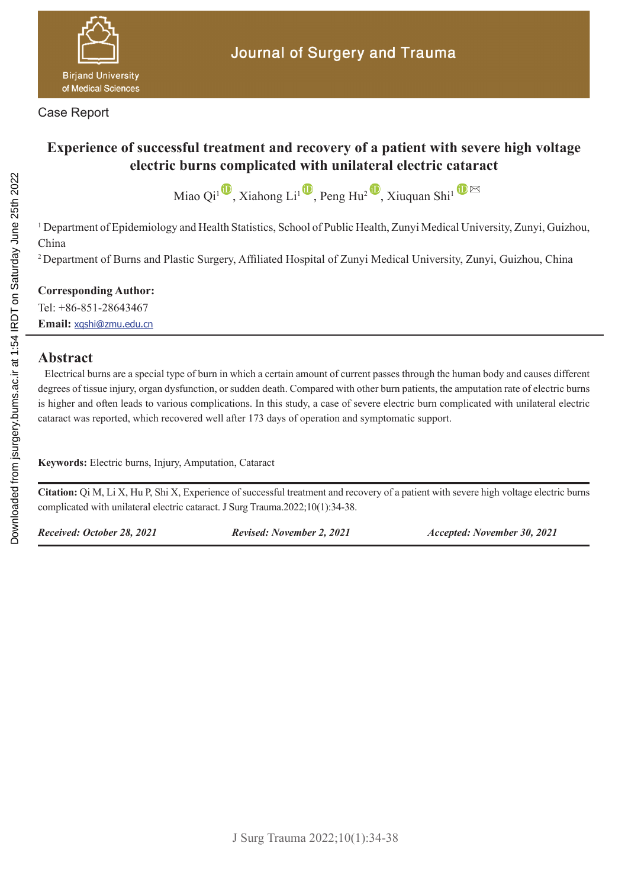Case Report

# Experience of successful treatment and recovery of a patient with severe high voltage electric burns complicated with unilateral electric cataract

Miao Qi[1], Xiahong Li[1], Peng Hu[2], Xiuquan Shi[1]

[1] Department of Epidemiology and Health Statistics, School of Public Health, Zunyi Medical University, Zunyi, Guizhou, China

[2] Department of Burns and Plastic Surgery, Affiliated Hospital of Zunyi Medical University, Zunyi, Guizhou, China

**Corresponding Author:**
Tel: +86-851-28643467
**Email:** xqshi@zmu.edu.cn

## Abstract

Electrical burns are a special type of burn in which a certain amount of current passes through the human body and causes different degrees of tissue injury, organ dysfunction, or sudden death. Compared with other burn patients, the amputation rate of electric burns is higher and often leads to various complications. In this study, a case of severe electric burn complicated with unilateral electric cataract was reported, which recovered well after 173 days of operation and symptomatic support.

**Keywords:** Electric burns, Injury, Amputation, Cataract

**Citation:** Qi M, Li X, Hu P, Shi X, Experience of successful treatment and recovery of a patient with severe high voltage electric burns complicated with unilateral electric cataract. J Surg Trauma.2022;10(1):34-38.

***Received: October 28, 2021*** ***Revised: November 2, 2021*** ***Accepted: November 30, 2021***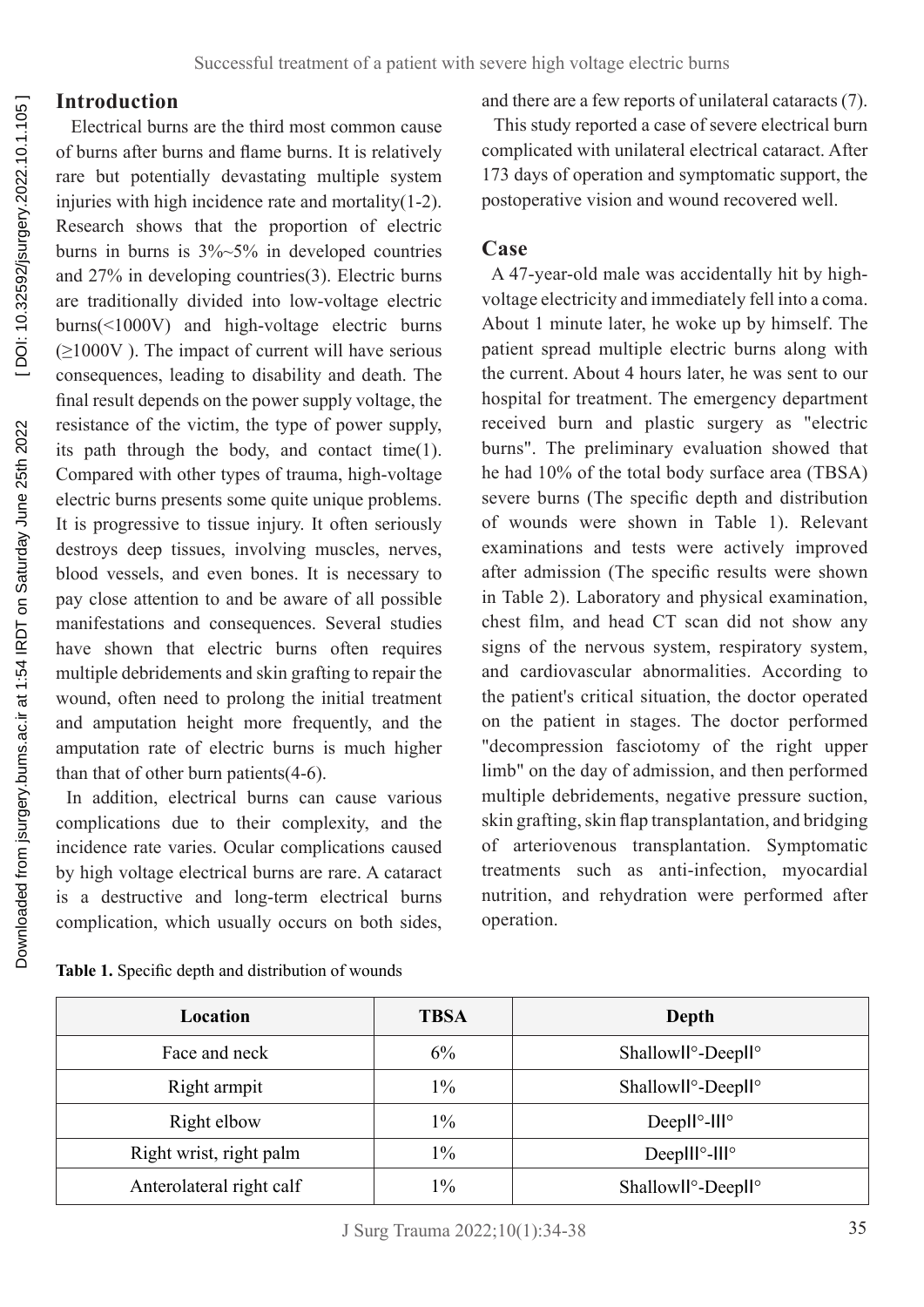## Introduction

Electrical burns are the third most common cause of burns after burns and flame burns. It is relatively rare but potentially devastating multiple system injuries with high incidence rate and mortality(1-2). Research shows that the proportion of electric burns in burns is 3%~5% in developed countries and 27% in developing countries(3). Electric burns are traditionally divided into low-voltage electric burns(<1000V) and high-voltage electric burns (≥1000V ). The impact of current will have serious consequences, leading to disability and death. The final result depends on the power supply voltage, the resistance of the victim, the type of power supply, its path through the body, and contact time(1). Compared with other types of trauma, high-voltage electric burns presents some quite unique problems. It is progressive to tissue injury. It often seriously destroys deep tissues, involving muscles, nerves, blood vessels, and even bones. It is necessary to pay close attention to and be aware of all possible manifestations and consequences. Several studies have shown that electric burns often requires multiple debridements and skin grafting to repair the wound, often need to prolong the initial treatment and amputation height more frequently, and the amputation rate of electric burns is much higher than that of other burn patients(4-6).

In addition, electrical burns can cause various complications due to their complexity, and the incidence rate varies. Ocular complications caused by high voltage electrical burns are rare. A cataract is a destructive and long-term electrical burns complication, which usually occurs on both sides, and there are a few reports of unilateral cataracts (7).

This study reported a case of severe electrical burn complicated with unilateral electrical cataract. After 173 days of operation and symptomatic support, the postoperative vision and wound recovered well.

## Case

A 47-year-old male was accidentally hit by high-voltage electricity and immediately fell into a coma. About 1 minute later, he woke up by himself. The patient spread multiple electric burns along with the current. About 4 hours later, he was sent to our hospital for treatment. The emergency department received burn and plastic surgery as "electric burns". The preliminary evaluation showed that he had 10% of the total body surface area (TBSA) severe burns (The specific depth and distribution of wounds were shown in Table 1). Relevant examinations and tests were actively improved after admission (The specific results were shown in Table 2). Laboratory and physical examination, chest film, and head CT scan did not show any signs of the nervous system, respiratory system, and cardiovascular abnormalities. According to the patient's critical situation, the doctor operated on the patient in stages. The doctor performed "decompression fasciotomy of the right upper limb" on the day of admission, and then performed multiple debridements, negative pressure suction, skin grafting, skin flap transplantation, and bridging of arteriovenous transplantation. Symptomatic treatments such as anti-infection, myocardial nutrition, and rehydration were performed after operation.

**Table 1.** Specific depth and distribution of wounds

| Location | TBSA | Depth |
| --- | --- | --- |
| Face and neck | 6% | ShallowII°-DeepII° |
| Right armpit | 1% | ShallowII°-DeepII° |
| Right elbow | 1% | DeepII°-III° |
| Right wrist, right palm | 1% | DeepIII°-III° |
| Anterolateral right calf | 1% | ShallowII°-DeepII° |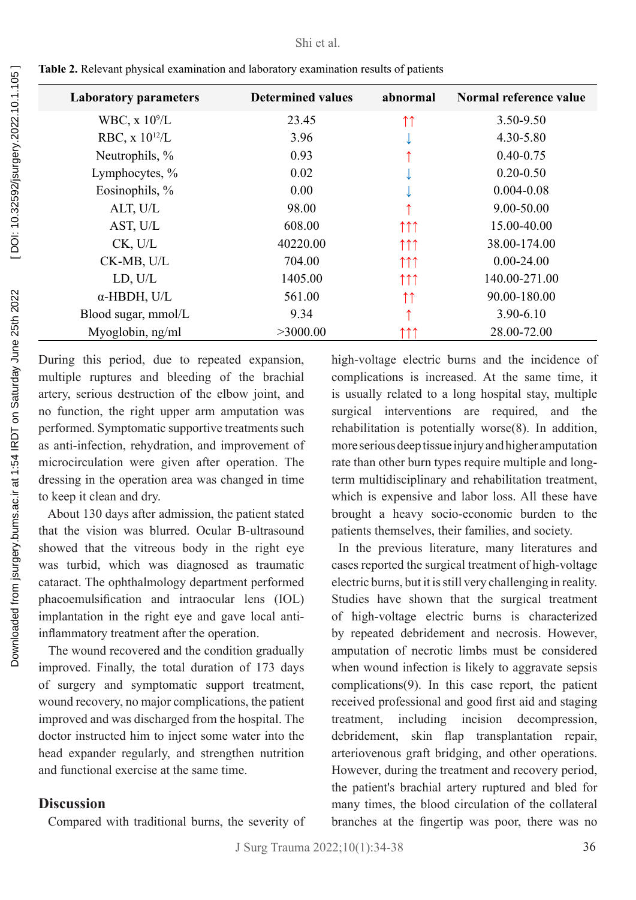**Table 2.** Relevant physical examination and laboratory examination results of patients

| Laboratory parameters | Determined values | abnormal | Normal reference value |
|---|---|---|---|
| WBC, x $10^9$/L | 23.45 | ↑↑ | 3.50-9.50 |
| RBC, x $10^{12}$/L | 3.96 | ↓ | 4.30-5.80 |
| Neutrophils, % | 0.93 | ↑ | 0.40-0.75 |
| Lymphocytes, % | 0.02 | ↓ | 0.20-0.50 |
| Eosinophils, % | 0.00 | ↓ | 0.004-0.08 |
| ALT, U/L | 98.00 | ↑ | 9.00-50.00 |
| AST, U/L | 608.00 | ↑↑↑ | 15.00-40.00 |
| CK, U/L | 40220.00 | ↑↑↑ | 38.00-174.00 |
| CK-MB, U/L | 704.00 | ↑↑↑ | 0.00-24.00 |
| LD, U/L | 1405.00 | ↑↑↑ | 140.00-271.00 |
| α-HBDH, U/L | 561.00 | ↑↑ | 90.00-180.00 |
| Blood sugar, mmol/L | 9.34 | ↑ | 3.90-6.10 |
| Myoglobin, ng/ml | >3000.00 | ↑↑↑ | 28.00-72.00 |

During this period, due to repeated expansion, multiple ruptures and bleeding of the brachial artery, serious destruction of the elbow joint, and no function, the right upper arm amputation was performed. Symptomatic supportive treatments such as anti-infection, rehydration, and improvement of microcirculation were given after operation. The dressing in the operation area was changed in time to keep it clean and dry.

About 130 days after admission, the patient stated that the vision was blurred. Ocular B-ultrasound showed that the vitreous body in the right eye was turbid, which was diagnosed as traumatic cataract. The ophthalmology department performed phacoemulsification and intraocular lens (IOL) implantation in the right eye and gave local anti-inflammatory treatment after the operation.

The wound recovered and the condition gradually improved. Finally, the total duration of 173 days of surgery and symptomatic support treatment, wound recovery, no major complications, the patient improved and was discharged from the hospital. The doctor instructed him to inject some water into the head expander regularly, and strengthen nutrition and functional exercise at the same time.

## Discussion

Compared with traditional burns, the severity of high-voltage electric burns and the incidence of complications is increased. At the same time, it is usually related to a long hospital stay, multiple surgical interventions are required, and the rehabilitation is potentially worse(8). In addition, more serious deep tissue injury and higher amputation rate than other burn types require multiple and long-term multidisciplinary and rehabilitation treatment, which is expensive and labor loss. All these have brought a heavy socio-economic burden to the patients themselves, their families, and society.

In the previous literature, many literatures and cases reported the surgical treatment of high-voltage electric burns, but it is still very challenging in reality. Studies have shown that the surgical treatment of high-voltage electric burns is characterized by repeated debridement and necrosis. However, amputation of necrotic limbs must be considered when wound infection is likely to aggravate sepsis complications(9). In this case report, the patient received professional and good first aid and staging treatment, including incision decompression, debridement, skin flap transplantation repair, arteriovenous graft bridging, and other operations. However, during the treatment and recovery period, the patient's brachial artery ruptured and bled for many times, the blood circulation of the collateral branches at the fingertip was poor, there was no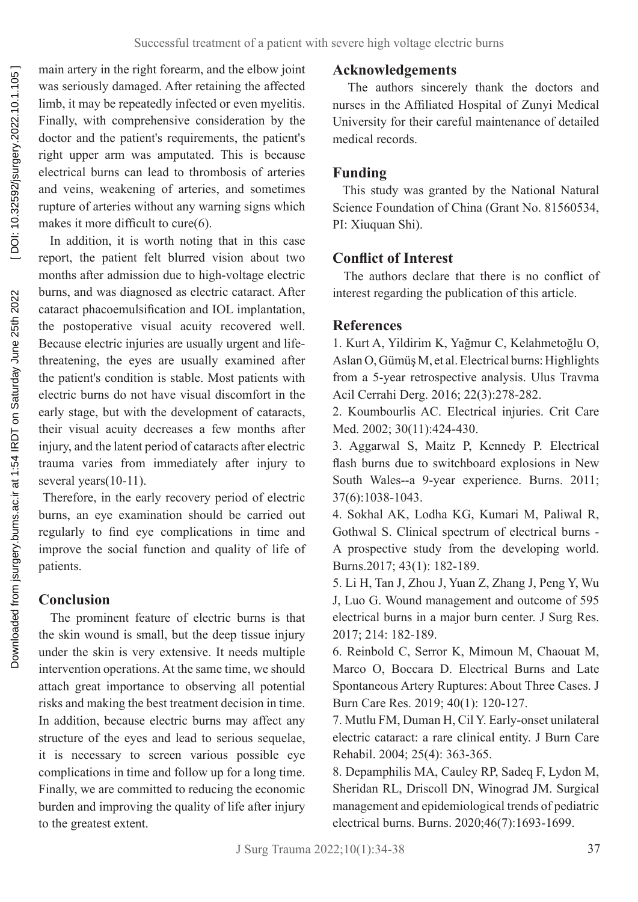main artery in the right forearm, and the elbow joint was seriously damaged. After retaining the affected limb, it may be repeatedly infected or even myelitis. Finally, with comprehensive consideration by the doctor and the patient's requirements, the patient's right upper arm was amputated. This is because electrical burns can lead to thrombosis of arteries and veins, weakening of arteries, and sometimes rupture of arteries without any warning signs which makes it more difficult to cure(6).

In addition, it is worth noting that in this case report, the patient felt blurred vision about two months after admission due to high-voltage electric burns, and was diagnosed as electric cataract. After cataract phacoemulsification and IOL implantation, the postoperative visual acuity recovered well. Because electric injuries are usually urgent and life-threatening, the eyes are usually examined after the patient's condition is stable. Most patients with electric burns do not have visual discomfort in the early stage, but with the development of cataracts, their visual acuity decreases a few months after injury, and the latent period of cataracts after electric trauma varies from immediately after injury to several years(10-11).

Therefore, in the early recovery period of electric burns, an eye examination should be carried out regularly to find eye complications in time and improve the social function and quality of life of patients.

## Conclusion

The prominent feature of electric burns is that the skin wound is small, but the deep tissue injury under the skin is very extensive. It needs multiple intervention operations. At the same time, we should attach great importance to observing all potential risks and making the best treatment decision in time. In addition, because electric burns may affect any structure of the eyes and lead to serious sequelae, it is necessary to screen various possible eye complications in time and follow up for a long time. Finally, we are committed to reducing the economic burden and improving the quality of life after injury to the greatest extent.

## Acknowledgements

The authors sincerely thank the doctors and nurses in the Affiliated Hospital of Zunyi Medical University for their careful maintenance of detailed medical records.

## Funding

This study was granted by the National Natural Science Foundation of China (Grant No. 81560534, PI: Xiuquan Shi).

## Conflict of Interest

The authors declare that there is no conflict of interest regarding the publication of this article.

## References

1. Kurt A, Yildirim K, Yağmur C, Kelahmetoğlu O, Aslan O, Gümüş M, et al. Electrical burns: Highlights from a 5-year retrospective analysis. Ulus Travma Acil Cerrahi Derg. 2016; 22(3):278-282.
2. Koumbourlis AC. Electrical injuries. Crit Care Med. 2002; 30(11):424-430.
3. Aggarwal S, Maitz P, Kennedy P. Electrical flash burns due to switchboard explosions in New South Wales--a 9-year experience. Burns. 2011; 37(6):1038-1043.
4. Sokhal AK, Lodha KG, Kumari M, Paliwal R, Gothwal S. Clinical spectrum of electrical burns - A prospective study from the developing world. Burns.2017; 43(1): 182-189.
5. Li H, Tan J, Zhou J, Yuan Z, Zhang J, Peng Y, Wu J, Luo G. Wound management and outcome of 595 electrical burns in a major burn center. J Surg Res. 2017; 214: 182-189.
6. Reinbold C, Serror K, Mimoun M, Chaouat M, Marco O, Boccara D. Electrical Burns and Late Spontaneous Artery Ruptures: About Three Cases. J Burn Care Res. 2019; 40(1): 120-127.
7. Mutlu FM, Duman H, Cil Y. Early-onset unilateral electric cataract: a rare clinical entity. J Burn Care Rehabil. 2004; 25(4): 363-365.
8. Depamphilis MA, Cauley RP, Sadeq F, Lydon M, Sheridan RL, Driscoll DN, Winograd JM. Surgical management and epidemiological trends of pediatric electrical burns. Burns. 2020;46(7):1693-1699.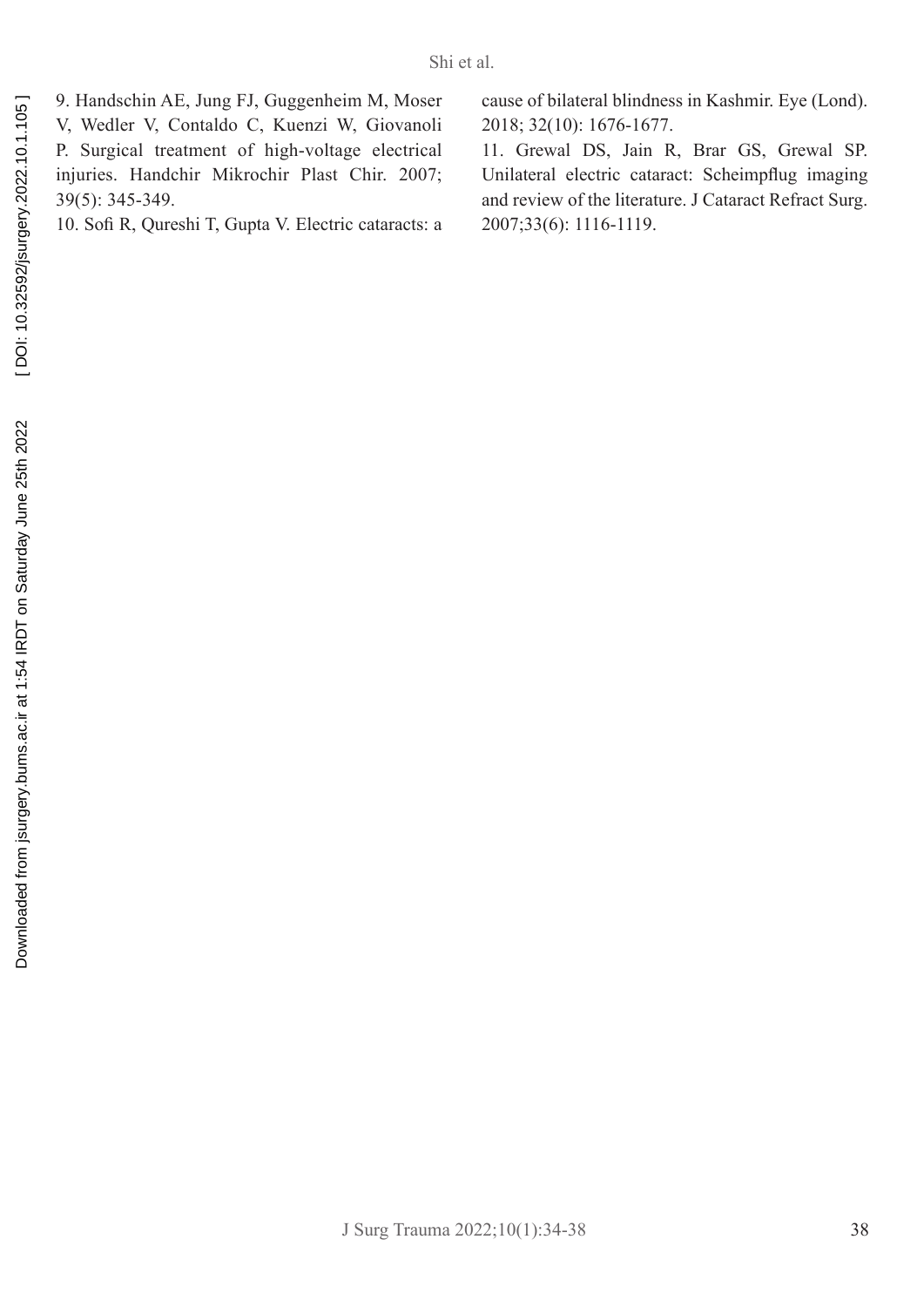9. Handschin AE, Jung FJ, Guggenheim M, Moser V, Wedler V, Contaldo C, Kuenzi W, Giovanoli P. Surgical treatment of high-voltage electrical injuries. Handchir Mikrochir Plast Chir. 2007; 39(5): 345-349.

10. Sofi R, Qureshi T, Gupta V. Electric cataracts: a cause of bilateral blindness in Kashmir. Eye (Lond). 2018; 32(10): 1676-1677.

11. Grewal DS, Jain R, Brar GS, Grewal SP. Unilateral electric cataract: Scheimpflug imaging and review of the literature. J Cataract Refract Surg. 2007;33(6): 1116-1119.